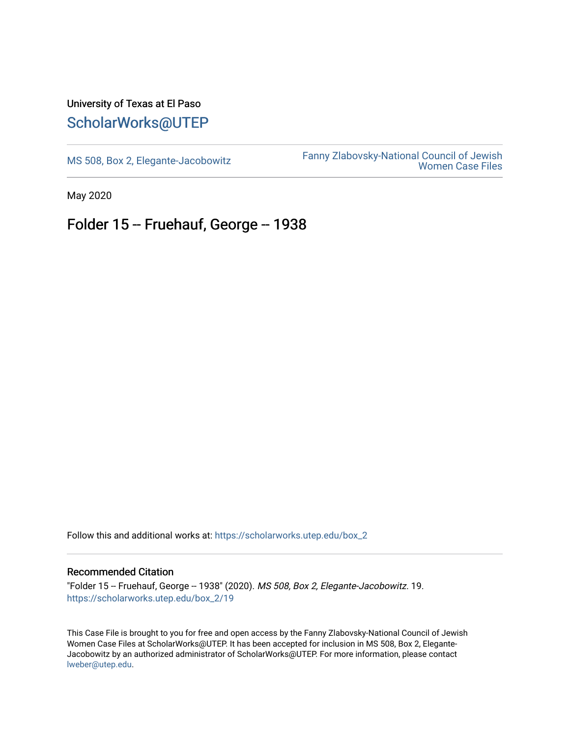University of Texas at El Paso

ScholarWorks@UTEP

MS 508, Box 2, Elegante-Jacobowitz

Fanny Zlabovsky-National Council of Jewish Women Case Files

May 2020

# Folder 15 -- Fruehauf, George -- 1938

Follow this and additional works at: https://scholarworks.utep.edu/box_2

## Recommended Citation

"Folder 15 -- Fruehauf, George -- 1938" (2020). *MS 508, Box 2, Elegante-Jacobowitz*. 19.
https://scholarworks.utep.edu/box_2/19

This Case File is brought to you for free and open access by the Fanny Zlabovsky-National Council of Jewish Women Case Files at ScholarWorks@UTEP. It has been accepted for inclusion in MS 508, Box 2, Elegante-Jacobowitz by an authorized administrator of ScholarWorks@UTEP. For more information, please contact lweber@utep.edu.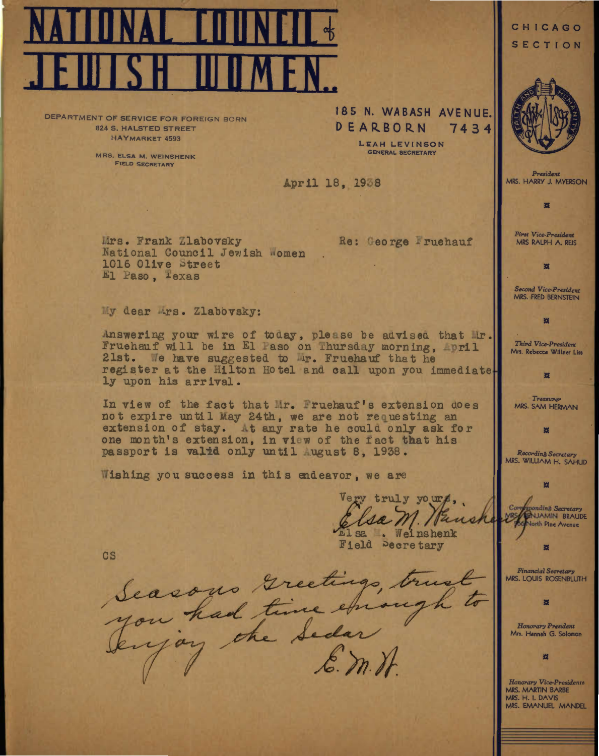# NATIONAL COUNCIL of JEWISH WOMEN

DEPARTMENT OF SERVICE FOR FOREIGN BORN
824 S. HALSTED STREET
HAYMARKET 4593

MRS. ELSA M. WEINSHENK
FIELD SECRETARY

185 N. WABASH AVENUE.
DEARBORN 7434

LEAH LEVINSON
GENERAL SECRETARY

CHICAGO SECTION

FAITH AND HUMANITY 1893

*President*
MRS. HARRY J. MYERSON

*First Vice-President*
MRS RALPH A. REIS

*Second Vice-President*
MRS. FRED BERNSTEIN

*Third Vice-President*
Mrs. Rebecca Willner Liss

*Treasurer*
MRS. SAM HERMAN

*Recording Secretary*
MRS. WILLIAM H. SAHUD

*Corresponding Secretary*
MRS. BENJAMIN BRAUDE
North Pine Avenue

*Financial Secretary*
MRS. LOUIS ROSENBLUTH

*Honorary President*
Mrs. Hannah G. Solomon

*Honorary Vice-Presidents*
MRS. MARTIN BARBE
MRS. H. I. DAVIS
MRS. EMANUEL MANDEL

April 18, 1938

Mrs. Frank Zlabovsky
National Council Jewish Women
1016 Olive Street
El Paso, Texas

Re: George Fruehauf

My dear Mrs. Zlabovsky:

Answering your wire of today, please be advised that Mr. Fruehauf will be in El Paso on Thursday morning, April 21st. We have suggested to Mr. Fruehauf that he register at the Hilton Hotel and call upon you immediately upon his arrival.

In view of the fact that Mr. Fruehauf's extension does not expire until May 24th, we are not requesting an extension of stay. At any rate he could only ask for one month's extension, in view of the fact that his passport is valid only until August 8, 1938.

Wishing you success in this endeavor, we are

Very truly yours,

*Elsa M. Weinshenk*

Elsa M. Weinshenk
Field Secretary

CS

*Seasons Greetings, trust you had time enough to enjoy the Sedar*
*E. M. W.*